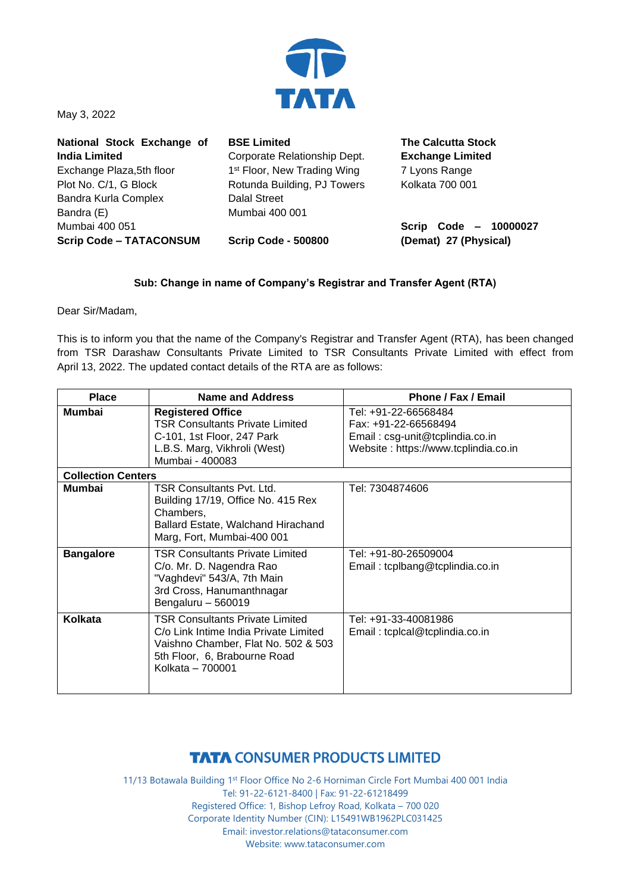May 3, 2022

**National Stock Exchange of India Limited**
Exchange Plaza,5th floor
Plot No. C/1, G Block
Bandra Kurla Complex
Bandra (E)
Mumbai 400 051
**Scrip Code – TATACONSUM**

**BSE Limited**
Corporate Relationship Dept.
1st Floor, New Trading Wing
Rotunda Building, PJ Towers
Dalal Street
Mumbai 400 001

**Scrip Code - 500800**

**The Calcutta Stock Exchange Limited**
7 Lyons Range
Kolkata 700 001

**Scrip Code – 10000027 (Demat) 27 (Physical)**

**Sub: Change in name of Company's Registrar and Transfer Agent (RTA)**

Dear Sir/Madam,

This is to inform you that the name of the Company's Registrar and Transfer Agent (RTA), has been changed from TSR Darashaw Consultants Private Limited to TSR Consultants Private Limited with effect from April 13, 2022. The updated contact details of the RTA are as follows:

| Place | Name and Address | Phone / Fax / Email |
|---|---|---|
| **Mumbai** | **Registered Office**<br>TSR Consultants Private Limited<br>C-101, 1st Floor, 247 Park<br>L.B.S. Marg, Vikhroli (West)<br>Mumbai - 400083 | Tel: +91-22-66568484<br>Fax: +91-22-66568494<br>Email : csg-unit@tcplindia.co.in<br>Website : https://www.tcplindia.co.in |
| **Collection Centers** | | |
| **Mumbai** | TSR Consultants Pvt. Ltd.<br>Building 17/19, Office No. 415 Rex Chambers,<br>Ballard Estate, Walchand Hirachand Marg, Fort, Mumbai-400 001 | Tel: 7304874606 |
| **Bangalore** | TSR Consultants Private Limited<br>C/o. Mr. D. Nagendra Rao<br>"Vaghdevi" 543/A, 7th Main<br>3rd Cross, Hanumanthnagar<br>Bengaluru – 560019 | Tel: +91-80-26509004<br>Email : tcplbang@tcplindia.co.in |
| **Kolkata** | TSR Consultants Private Limited<br>C/o Link Intime India Private Limited<br>Vaishno Chamber, Flat No. 502 & 503<br>5th Floor, 6, Brabourne Road<br>Kolkata – 700001 | Tel: +91-33-40081986<br>Email : tcplcal@tcplindia.co.in |

**TATA CONSUMER PRODUCTS LIMITED**

11/13 Botawala Building 1st Floor Office No 2-6 Horniman Circle Fort Mumbai 400 001 India
Tel: 91-22-6121-8400 | Fax: 91-22-61218499
Registered Office: 1, Bishop Lefroy Road, Kolkata – 700 020
Corporate Identity Number (CIN): L15491WB1962PLC031425
Email: investor.relations@tataconsumer.com
Website: www.tataconsumer.com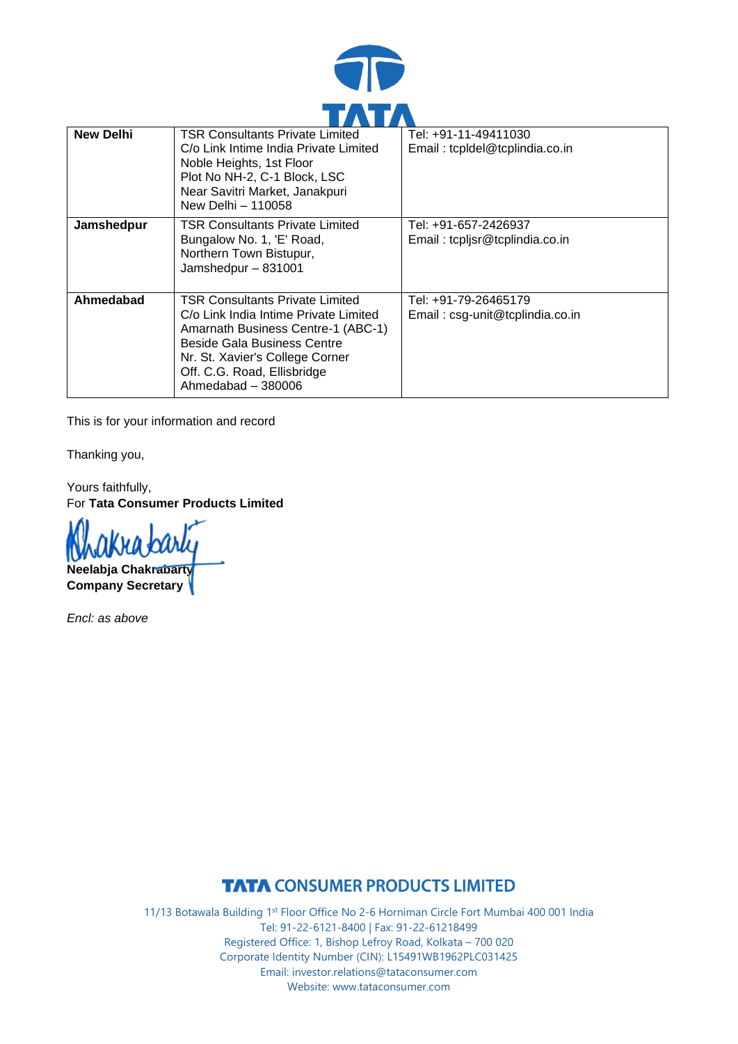| | | |
|---|---|---|
| **New Delhi** | TSR Consultants Private Limited<br>C/o Link Intime India Private Limited<br>Noble Heights, 1st Floor<br>Plot No NH-2, C-1 Block, LSC<br>Near Savitri Market, Janakpuri<br>New Delhi – 110058 | Tel: +91-11-49411030<br>Email : tcpldel@tcplindia.co.in |
| **Jamshedpur** | TSR Consultants Private Limited<br>Bungalow No. 1, 'E' Road,<br>Northern Town Bistupur,<br>Jamshedpur – 831001 | Tel: +91-657-2426937<br>Email : tcpljsr@tcplindia.co.in |
| **Ahmedabad** | TSR Consultants Private Limited<br>C/o Link India Intime Private Limited<br>Amarnath Business Centre-1 (ABC-1)<br>Beside Gala Business Centre<br>Nr. St. Xavier's College Corner<br>Off. C.G. Road, Ellisbridge<br>Ahmedabad – 380006 | Tel: +91-79-26465179<br>Email : csg-unit@tcplindia.co.in |

This is for your information and record

Thanking you,

Yours faithfully,
For **Tata Consumer Products Limited**

**Neelabja Chakrabarty**
**Company Secretary**

*Encl: as above*

**TATA CONSUMER PRODUCTS LIMITED**

11/13 Botawala Building 1st Floor Office No 2-6 Horniman Circle Fort Mumbai 400 001 India
Tel: 91-22-6121-8400 | Fax: 91-22-61218499
Registered Office: 1, Bishop Lefroy Road, Kolkata – 700 020
Corporate Identity Number (CIN): L15491WB1962PLC031425
Email: investor.relations@tataconsumer.com
Website: www.tataconsumer.com